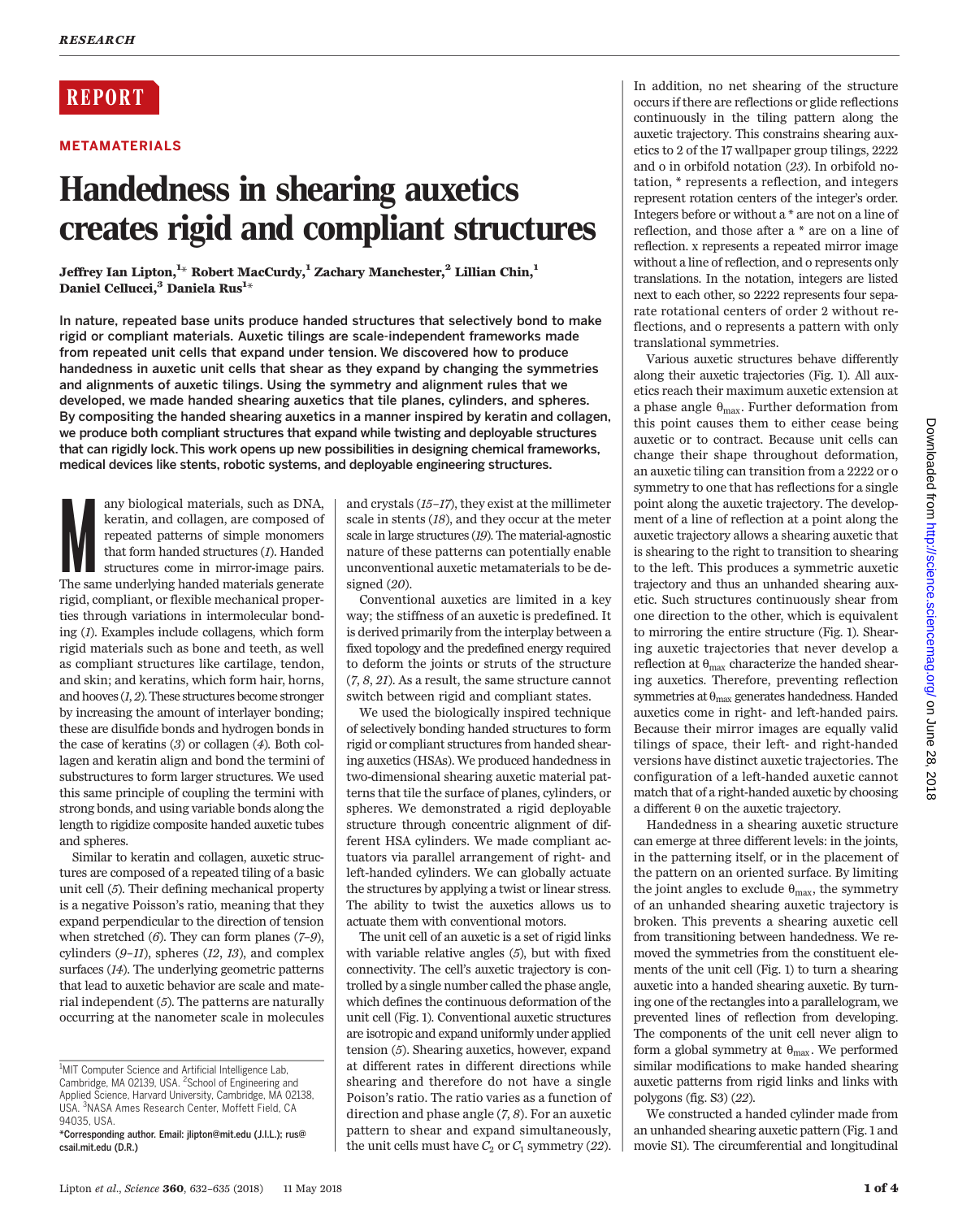REPORT

## METAMATERIALS

# Handedness in shearing auxetics creates rigid and compliant structures

**Jeffrey Ian Lipton,[1]* Robert MacCurdy,[1] Zachary Manchester,[2] Lillian Chin,[1] Daniel Cellucci,[3] Daniela Rus[1]***

**In nature, repeated base units produce handed structures that selectively bond to make rigid or compliant materials. Auxetic tilings are scale-independent frameworks made from repeated unit cells that expand under tension. We discovered how to produce handedness in auxetic unit cells that shear as they expand by changing the symmetries and alignments of auxetic tilings. Using the symmetry and alignment rules that we developed, we made handed shearing auxetics that tile planes, cylinders, and spheres. By compositing the handed shearing auxetics in a manner inspired by keratin and collagen, we produce both compliant structures that expand while twisting and deployable structures that can rigidly lock. This work opens up new possibilities in designing chemical frameworks, medical devices like stents, robotic systems, and deployable engineering structures.**

Many biological materials, such as DNA, keratin, and collagen, are composed of repeated patterns of simple monomers that form handed structures (*1*). Handed structures come in mirror-image pairs. The same underlying handed materials generate rigid, compliant, or flexible mechanical properties through variations in intermolecular bonding (*1*). Examples include collagens, which form rigid materials such as bone and teeth, as well as compliant structures like cartilage, tendon, and skin; and keratins, which form hair, horns, and hooves (*1*, *2*). These structures become stronger by increasing the amount of interlayer bonding; these are disulfide bonds and hydrogen bonds in the case of keratins (*3*) or collagen (*4*). Both collagen and keratin align and bond the termini of substructures to form larger structures. We used this same principle of coupling the termini with strong bonds, and using variable bonds along the length to rigidize composite handed auxetic tubes and spheres.

Similar to keratin and collagen, auxetic structures are composed of a repeated tiling of a basic unit cell (*5*). Their defining mechanical property is a negative Poisson's ratio, meaning that they expand perpendicular to the direction of tension when stretched (*6*). They can form planes (*7*–*9*), cylinders (*9*–*11*), spheres (*12*, *13*), and complex surfaces (*14*). The underlying geometric patterns that lead to auxetic behavior are scale and material independent (*5*). The patterns are naturally occurring at the nanometer scale in molecules and crystals (*15*–*17*), they exist at the millimeter scale in stents (*18*), and they occur at the meter scale in large structures (*19*). The material-agnostic nature of these patterns can potentially enable unconventional auxetic metamaterials to be designed (*20*).

Conventional auxetics are limited in a key way; the stiffness of an auxetic is predefined. It is derived primarily from the interplay between a fixed topology and the predefined energy required to deform the joints or struts of the structure (*7*, *8*, *21*). As a result, the same structure cannot switch between rigid and compliant states.

We used the biologically inspired technique of selectively bonding handed structures to form rigid or compliant structures from handed shearing auxetics (HSAs). We produced handedness in two-dimensional shearing auxetic material patterns that tile the surface of planes, cylinders, or spheres. We demonstrated a rigid deployable structure through concentric alignment of different HSA cylinders. We made compliant actuators via parallel arrangement of right- and left-handed cylinders. We can globally actuate the structures by applying a twist or linear stress. The ability to twist the auxetics allows us to actuate them with conventional motors.

The unit cell of an auxetic is a set of rigid links with variable relative angles (*5*), but with fixed connectivity. The cell's auxetic trajectory is controlled by a single number called the phase angle, which defines the continuous deformation of the unit cell (Fig. 1). Conventional auxetic structures are isotropic and expand uniformly under applied tension (*5*). Shearing auxetics, however, expand at different rates in different directions while shearing and therefore do not have a single Poison's ratio. The ratio varies as a function of direction and phase angle (*7*, *8*). For an auxetic pattern to shear and expand simultaneously, the unit cells must have $C_2$ or $C_1$ symmetry (*22*). In addition, no net shearing of the structure occurs if there are reflections or glide reflections continuously in the tiling pattern along the auxetic trajectory. This constrains shearing auxetics to 2 of the 17 wallpaper group tilings, 2222 and o in orbifold notation (*23*). In orbifold notation, * represents a reflection, and integers represent rotation centers of the integer's order. Integers before or without a * are not on a line of reflection, and those after a * are on a line of reflection. x represents a repeated mirror image without a line of reflection, and o represents only translations. In the notation, integers are listed next to each other, so 2222 represents four separate rotational centers of order 2 without reflections, and o represents a pattern with only translational symmetries.

Various auxetic structures behave differently along their auxetic trajectories (Fig. 1). All auxetics reach their maximum auxetic extension at a phase angle $\theta_{max}$. Further deformation from this point causes them to either cease being auxetic or to contract. Because unit cells can change their shape throughout deformation, an auxetic tiling can transition from a 2222 or o symmetry to one that has reflections for a single point along the auxetic trajectory. The development of a line of reflection at a point along the auxetic trajectory allows a shearing auxetic that is shearing to the right to transition to shearing to the left. This produces a symmetric auxetic trajectory and thus an unhanded shearing auxetic. Such structures continuously shear from one direction to the other, which is equivalent to mirroring the entire structure (Fig. 1). Shearing auxetic trajectories that never develop a reflection at $\theta_{max}$ characterize the handed shearing auxetics. Therefore, preventing reflection symmetries at $\theta_{max}$ generates handedness. Handed auxetics come in right- and left-handed pairs. Because their mirror images are equally valid tilings of space, their left- and right-handed versions have distinct auxetic trajectories. The configuration of a left-handed auxetic cannot match that of a right-handed auxetic by choosing a different θ on the auxetic trajectory.

Handedness in a shearing auxetic structure can emerge at three different levels: in the joints, in the patterning itself, or in the placement of the pattern on an oriented surface. By limiting the joint angles to exclude $\theta_{max}$, the symmetry of an unhanded shearing auxetic trajectory is broken. This prevents a shearing auxetic cell from transitioning between handedness. We removed the symmetries from the constituent elements of the unit cell (Fig. 1) to turn a shearing auxetic into a handed shearing auxetic. By turning one of the rectangles into a parallelogram, we prevented lines of reflection from developing. The components of the unit cell never align to form a global symmetry at $\theta_{max}$. We performed similar modifications to make handed shearing auxetic patterns from rigid links and links with polygons (fig. S3) (*22*).

We constructed a handed cylinder made from an unhanded shearing auxetic pattern (Fig. 1 and movie S1). The circumferential and longitudinal

[1]MIT Computer Science and Artificial Intelligence Lab, Cambridge, MA 02139, USA. [2]School of Engineering and Applied Science, Harvard University, Cambridge, MA 02138, USA. [3]NASA Ames Research Center, Moffett Field, CA 94035, USA.

*Corresponding author. Email: jlipton@mit.edu (J.I.L.); rus@csail.mit.edu (D.R.)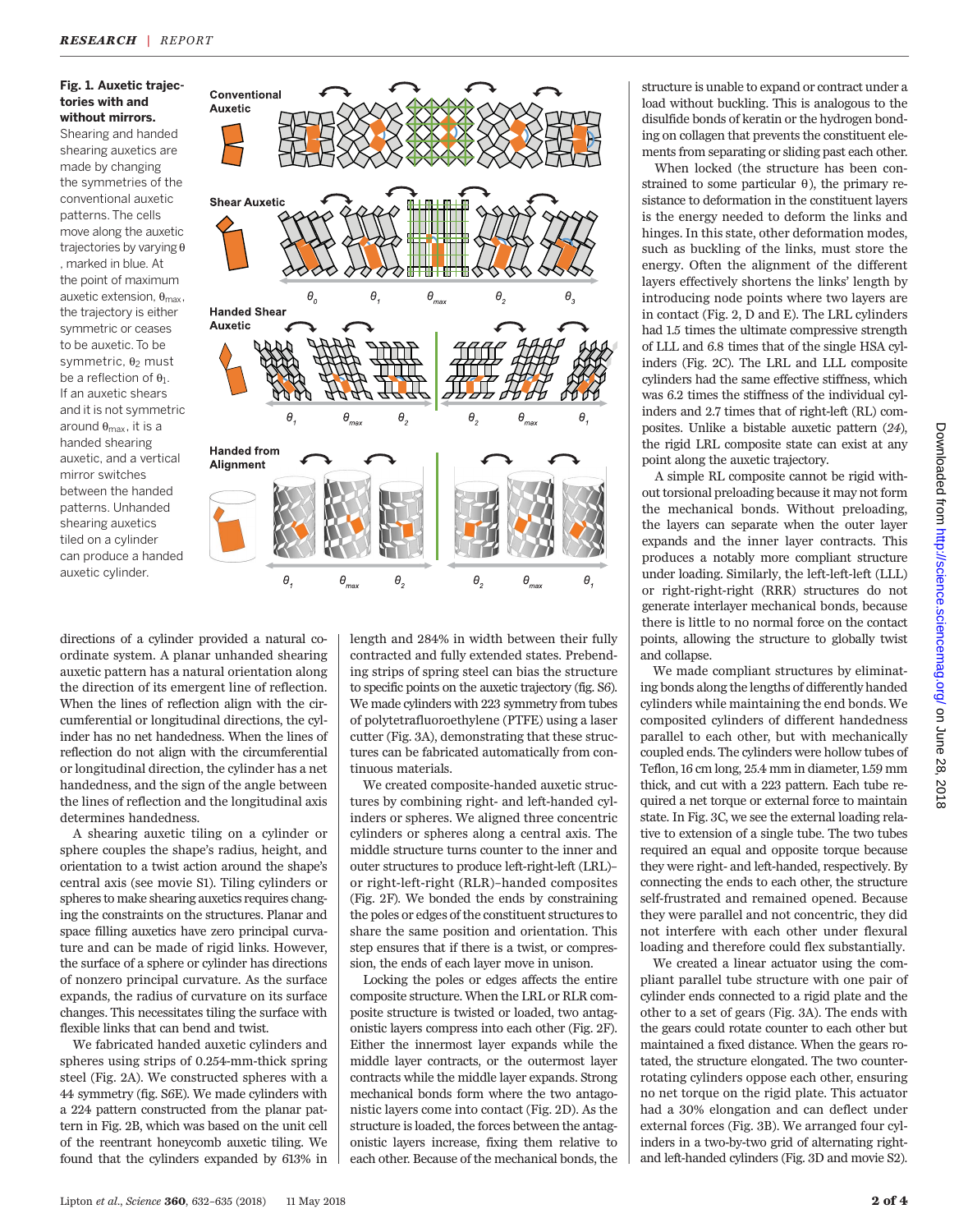**Fig. 1. Auxetic trajectories with and without mirrors.** Shearing and handed shearing auxetics are made by changing the symmetries of the conventional auxetic patterns. The cells move along the auxetic trajectories by varying θ, marked in blue. At the point of maximum auxetic extension, $\theta_{max}$, the trajectory is either symmetric or ceases to be auxetic. To be symmetric, $\theta_2$ must be a reflection of $\theta_1$. If an auxetic shears and it is not symmetric around $\theta_{max}$, it is a handed shearing auxetic, and a vertical mirror switches between the handed patterns. Unhanded shearing auxetics tiled on a cylinder can produce a handed auxetic cylinder.

directions of a cylinder provided a natural coordinate system. A planar unhanded shearing auxetic pattern has a natural orientation along the direction of its emergent line of reflection. When the lines of reflection align with the circumferential or longitudinal directions, the cylinder has no net handedness. When the lines of reflection do not align with the circumferential or longitudinal direction, the cylinder has a net handedness, and the sign of the angle between the lines of reflection and the longitudinal axis determines handedness.

A shearing auxetic tiling on a cylinder or sphere couples the shape's radius, height, and orientation to a twist action around the shape's central axis (see movie S1). Tiling cylinders or spheres to make shearing auxetics requires changing the constraints on the structures. Planar and space filling auxetics have zero principal curvature and can be made of rigid links. However, the surface of a sphere or cylinder has directions of nonzero principal curvature. As the surface expands, the radius of curvature on its surface changes. This necessitates tiling the surface with flexible links that can bend and twist.

We fabricated handed auxetic cylinders and spheres using strips of 0.254-mm-thick spring steel (Fig. 2A). We constructed spheres with a 44 symmetry (fig. S6E). We made cylinders with a 224 pattern constructed from the planar pattern in Fig. 2B, which was based on the unit cell of the reentrant honeycomb auxetic tiling. We found that the cylinders expanded by 613% in length and 284% in width between their fully contracted and fully extended states. Prebending strips of spring steel can bias the structure to specific points on the auxetic trajectory (fig. S6). We made cylinders with 223 symmetry from tubes of polytetrafluoroethylene (PTFE) using a laser cutter (Fig. 3A), demonstrating that these structures can be fabricated automatically from continuous materials.

We created composite-handed auxetic structures by combining right- and left-handed cylinders or spheres. We aligned three concentric cylinders or spheres along a central axis. The middle structure turns counter to the inner and outer structures to produce left-right-left (LRL)– or right-left-right (RLR)–handed composites (Fig. 2F). We bonded the ends by constraining the poles or edges of the constituent structures to share the same position and orientation. This step ensures that if there is a twist, or compression, the ends of each layer move in unison.

Locking the poles or edges affects the entire composite structure. When the LRL or RLR composite structure is twisted or loaded, two antagonistic layers compress into each other (Fig. 2F). Either the innermost layer expands while the middle layer contracts, or the outermost layer contracts while the middle layer expands. Strong mechanical bonds form where the two antagonistic layers come into contact (Fig. 2D). As the structure is loaded, the forces between the antagonistic layers increase, fixing them relative to each other. Because of the mechanical bonds, the structure is unable to expand or contract under a load without buckling. This is analogous to the disulfide bonds of keratin or the hydrogen bonding on collagen that prevents the constituent elements from separating or sliding past each other.

When locked (the structure has been constrained to some particular θ), the primary resistance to deformation in the constituent layers is the energy needed to deform the links and hinges. In this state, other deformation modes, such as buckling of the links, must store the energy. Often the alignment of the different layers effectively shortens the links' length by introducing node points where two layers are in contact (Fig. 2, D and E). The LRL cylinders had 1.5 times the ultimate compressive strength of LLL and 6.8 times that of the single HSA cylinders (Fig. 2C). The LRL and LLL composite cylinders had the same effective stiffness, which was 6.2 times the stiffness of the individual cylinders and 2.7 times that of right-left (RL) composites. Unlike a bistable auxetic pattern (*24*), the rigid LRL composite state can exist at any point along the auxetic trajectory.

A simple RL composite cannot be rigid without torsional preloading because it may not form the mechanical bonds. Without preloading, the layers can separate when the outer layer expands and the inner layer contracts. This produces a notably more compliant structure under loading. Similarly, the left-left-left (LLL) or right-right-right (RRR) structures do not generate interlayer mechanical bonds, because there is little to no normal force on the contact points, allowing the structure to globally twist and collapse.

We made compliant structures by eliminating bonds along the lengths of differently handed cylinders while maintaining the end bonds. We composited cylinders of different handedness parallel to each other, but with mechanically coupled ends. The cylinders were hollow tubes of Teflon, 16 cm long, 25.4 mm in diameter, 1.59 mm thick, and cut with a 223 pattern. Each tube required a net torque or external force to maintain state. In Fig. 3C, we see the external loading relative to extension of a single tube. The two tubes required an equal and opposite torque because they were right- and left-handed, respectively. By connecting the ends to each other, the structure self-frustrated and remained opened. Because they were parallel and not concentric, they did not interfere with each other under flexural loading and therefore could flex substantially.

We created a linear actuator using the compliant parallel tube structure with one pair of cylinder ends connected to a rigid plate and the other to a set of gears (Fig. 3A). The ends with the gears could rotate counter to each other but maintained a fixed distance. When the gears rotated, the structure elongated. The two counter-rotating cylinders oppose each other, ensuring no net torque on the rigid plate. This actuator had a 30% elongation and can deflect under external forces (Fig. 3B). We arranged four cylinders in a two-by-two grid of alternating right- and left-handed cylinders (Fig. 3D and movie S2).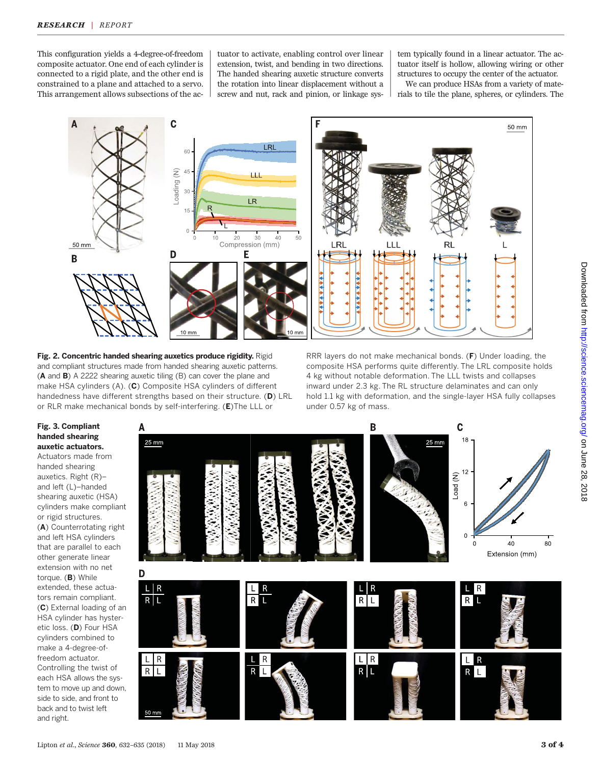This configuration yields a 4-degree-of-freedom composite actuator. One end of each cylinder is connected to a rigid plate, and the other end is constrained to a plane and attached to a servo. This arrangement allows subsections of the actuator to activate, enabling control over linear extension, twist, and bending in two directions. The handed shearing auxetic structure converts the rotation into linear displacement without a screw and nut, rack and pinion, or linkage system typically found in a linear actuator. The actuator itself is hollow, allowing wiring or other structures to occupy the center of the actuator.

We can produce HSAs from a variety of materials to tile the plane, spheres, or cylinders. The

**Fig. 2. Concentric handed shearing auxetics produce rigidity.** Rigid and compliant structures made from handed shearing auxetic patterns. (**A** and **B**) A 2222 shearing auxetic tiling (B) can cover the plane and make HSA cylinders (A). (**C**) Composite HSA cylinders of different handedness have different strengths based on their structure. (**D**) LRL or RLR make mechanical bonds by self-interfering. (**E**)The LLL or RRR layers do not make mechanical bonds. (**F**) Under loading, the composite HSA performs quite differently. The LRL composite holds 4 kg without notable deformation. The LLL twists and collapses inward under 2.3 kg. The RL structure delaminates and can only hold 1.1 kg with deformation, and the single-layer HSA fully collapses under 0.57 kg of mass.

**Fig. 3. Compliant handed shearing auxetic actuators.** Actuators made from handed shearing auxetics. Right (R)– and left (L)–handed shearing auxetic (HSA) cylinders make compliant or rigid structures. (**A**) Counterrotating right and left HSA cylinders that are parallel to each other generate linear extension with no net torque. (**B**) While extended, these actuators remain compliant. (**C**) External loading of an HSA cylinder has hysteretic loss. (**D**) Four HSA cylinders combined to make a 4-degree-of-freedom actuator. Controlling the twist of each HSA allows the system to move up and down, side to side, and front to back and to twist left and right.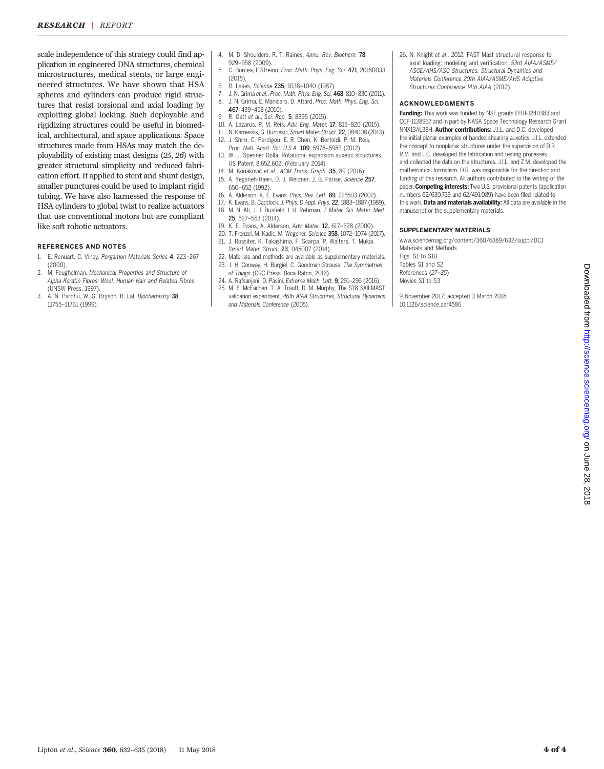scale independence of this strategy could find application in engineered DNA structures, chemical microstructures, medical stents, or large engineered structures. We have shown that HSA spheres and cylinders can produce rigid structures that resist torsional and axial loading by exploiting global locking. Such deployable and rigidizing structures could be useful in biomedical, architectural, and space applications. Space structures made from HSAs may match the deployability of existing mast designs (*25*, *26*) with greater structural simplicity and reduced fabrication effort. If applied to stent and shunt design, smaller punctures could be used to implant rigid tubing. We have also harnessed the response of HSA cylinders to global twist to realize actuators that use conventional motors but are compliant like soft robotic actuators.

## REFERENCES AND NOTES

1. E. Renuart, C. Viney, *Pergamon Materials Series* **4**, 223–267 (2000).
2. M. Feughelman, *Mechanical Properties and Structure of Alpha-Keratin Fibres: Wool, Human Hair and Related Fibres* (UNSW Press, 1997).
3. A. N. Parbhu, W. G. Bryson, R. Lal, *Biochemistry* **38**, 11755–11761 (1999).
4. M. D. Shoulders, R. T. Raines, *Annu. Rev. Biochem.* **78**, 929–958 (2009).
5. C. Borcea, I. Streinu, *Proc. Math. Phys. Eng. Sci.* **471**, 20150033 (2015).
6. R. Lakes, *Science* **235**, 1038–1040 (1987).
7. J. N. Grima *et al.*, *Proc. Math. Phys. Eng. Sci.* **468**, 810–830 (2011).
8. J. N. Grima, E. Manicaro, D. Attard, *Proc. Math. Phys. Eng. Sci.* **467**, 439–458 (2010).
9. R. Gatt *et al.*, *Sci. Rep.* **5**, 8395 (2015).
10. A. Lazarus, P. M. Reis, *Adv. Eng. Mater.* **17**, 815–820 (2015).
11. N. Karnessis, G. Burriesci, *Smart Mater. Struct.* **22**, 084008 (2013).
12. J. Shim, C. Perdigou, E. R. Chen, K. Bertoldi, P. M. Reis, *Proc. Natl. Acad. Sci. U.S.A.* **109**, 5978–5983 (2012).
13. W. J. Spenner Dolla, Rotational expansion auxetic structures. US Patent 8,652,602. (February 2014).
14. M. Konaković *et al.*, *ACM Trans. Graph.* **35**, 89 (2016).
15. A. Yeganeh-Haeri, D. J. Weidner, J. B. Parise, *Science* **257**, 650–652 (1992).
16. A. Alderson, K. E. Evans, *Phys. Rev. Lett.* **89**, 225503 (2002).
17. K. Evans, B. Caddock, *J. Phys. D Appl. Phys.* **22**, 1883–1887 (1989).
18. M. N. Ali, J. J. Busfield, I. U. Rehman, *J. Mater. Sci. Mater. Med.* **25**, 527–553 (2014).
19. K. E. Evans, A. Alderson, *Adv. Mater.* **12**, 617–628 (2000).
20. T. Frenzel, M. Kadic, M. Wegener, *Science* **358**, 1072–1074 (2017).
21. J. Rossiter, K. Takashima, F. Scarpa, P. Walters, T. Mukai, *Smart Mater. Struct.* **23**, 045007 (2014).
22. Materials and methods are available as supplementary materials.
23. J. H. Conway, H. Burgiel, C. Goodman-Strauss, *The Symmetries of Things* (CRC Press, Boca Raton, 2016).
24. A. Rafsanjani, D. Pasini, *Extreme Mech. Lett.* **9**, 291–296 (2016).
25. M. E. McEachen, T. A. Trautt, D. M. Murphy, The ST8 SAILMAST validation experiment. *46th AIAA Structures, Structural Dynamics and Materials Conference* (2005).
26. N. Knight *et al.*, 2012. FAST Mast structural response to axial loading: modeling and verification. *53rd AIAA/ASME/ASCE/AHS/ASC Structures, Structural Dynamics and Materials Conference 20th AIAA/ASME/AHS Adaptive Structures Conference 14th AIAA* (2012).

## ACKNOWLEDGMENTS

**Funding:** This work was funded by NSF grants EFRI-1240383 and CCF-1138967 and in part by NASA Space Technology Research Grant NNX13AL38H. **Author contributions:** J.I.L. and D.C. developed the initial planar examples of handed shearing auxetics. J.I.L. extended the concept to nonplanar structures under the supervision of D.R. R.M. and L.C. developed the fabrication and testing processes and collected the data on the structures. J.I.L. and Z.M. developed the mathematical formalism. D.R. was responsible for the direction and funding of this research. All authors contributed to the writing of the paper. **Competing interests:** Two U.S. provisional patents (application numbers 62/630,739 and 62/491,089) have been filed related to this work. **Data and materials availability:** All data are available in the manuscript or the supplementary materials.

## SUPPLEMENTARY MATERIALS

www.sciencemag.org/content/360/6389/632/suppl/DC1
Materials and Methods
Figs. S1 to S10
Tables S1 and S2
References (*27*–*35*)
Movies S1 to S3

9 November 2017; accepted 3 March 2018
10.1126/science.aar4586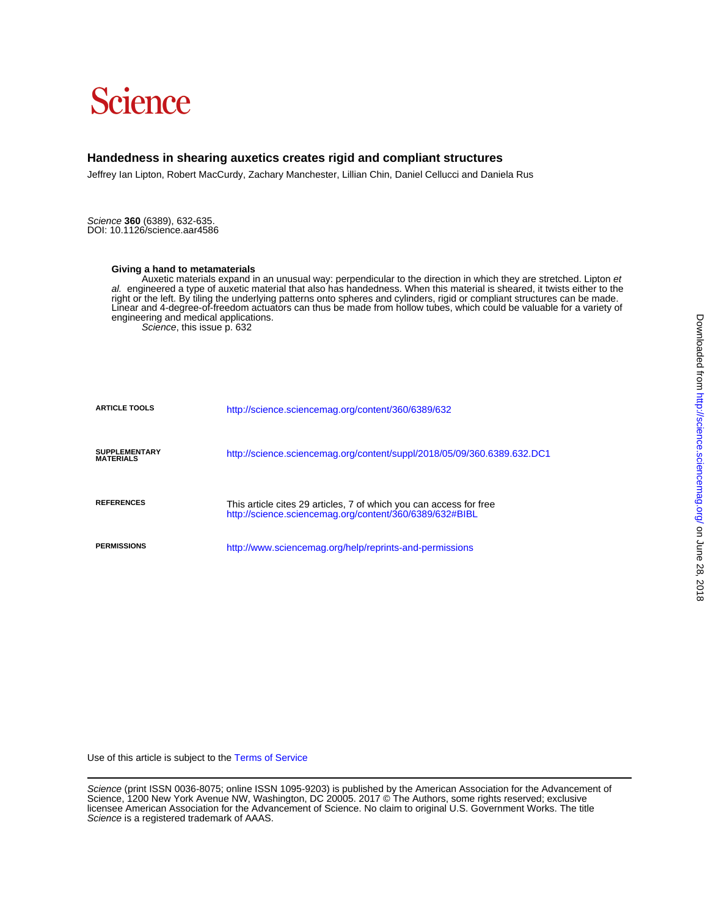# Science

## Handedness in shearing auxetics creates rigid and compliant structures

Jeffrey Ian Lipton, Robert MacCurdy, Zachary Manchester, Lillian Chin, Daniel Cellucci and Daniela Rus

*Science* **360** (6389), 632-635.
DOI: 10.1126/science.aar4586

**Giving a hand to metamaterials**

Auxetic materials expand in an unusual way: perpendicular to the direction in which they are stretched. Lipton *et al.* engineered a type of auxetic material that also has handedness. When this material is sheared, it twists either to the right or the left. By tiling the underlying patterns onto spheres and cylinders, rigid or compliant structures can be made. Linear and 4-degree-of-freedom actuators can thus be made from hollow tubes, which could be valuable for a variety of engineering and medical applications.

*Science*, this issue p. 632

| | |
|---|---|
| **ARTICLE TOOLS** | http://science.sciencemag.org/content/360/6389/632 |
| **SUPPLEMENTARY MATERIALS** | http://science.sciencemag.org/content/suppl/2018/05/09/360.6389.632.DC1 |
| **REFERENCES** | This article cites 29 articles, 7 of which you can access for free http://science.sciencemag.org/content/360/6389/632#BIBL |
| **PERMISSIONS** | http://www.sciencemag.org/help/reprints-and-permissions |

Use of this article is subject to the Terms of Service

*Science* (print ISSN 0036-8075; online ISSN 1095-9203) is published by the American Association for the Advancement of Science, 1200 New York Avenue NW, Washington, DC 20005. 2017 © The Authors, some rights reserved; exclusive licensee American Association for the Advancement of Science. No claim to original U.S. Government Works. The title *Science* is a registered trademark of AAAS.